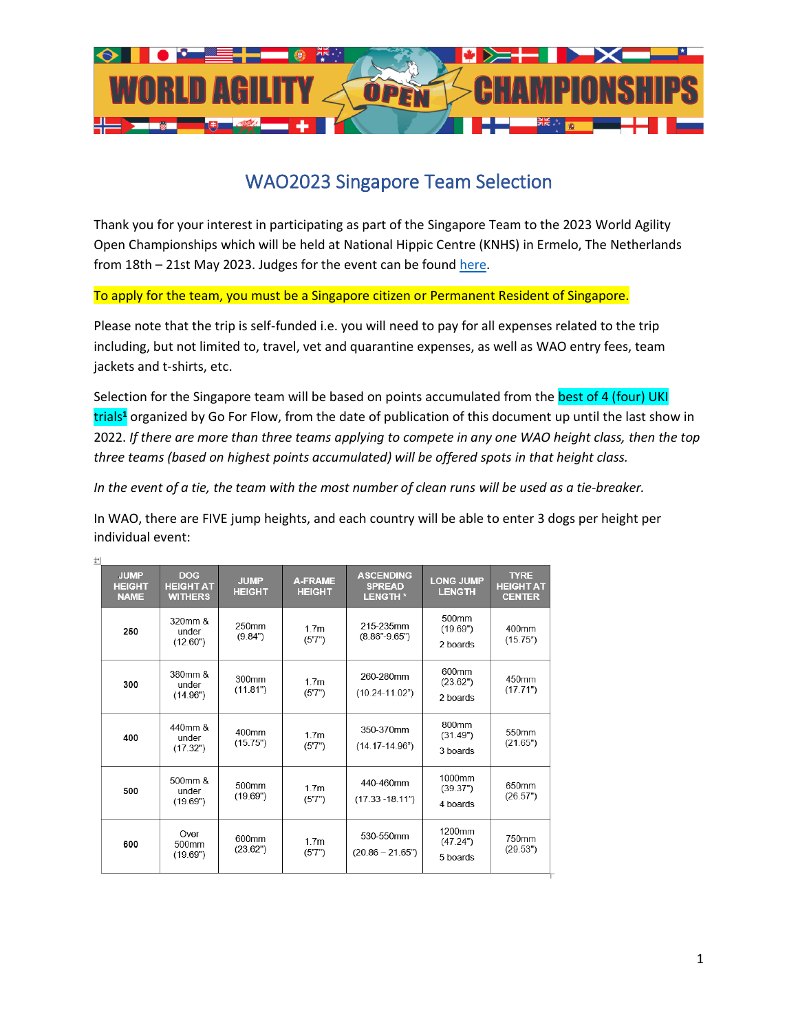# WAO2023 Singapore Team Selection

Thank you for your interest in participating as part of the Singapore Team to the 2023 World Agility Open Championships which will be held at National Hippic Centre (KNHS) in Ermelo, The Netherlands from 18th – 21st May 2023. Judges for the event can be found here.

To apply for the team, you must be a Singapore citizen or Permanent Resident of Singapore.

Please note that the trip is self-funded i.e. you will need to pay for all expenses related to the trip including, but not limited to, travel, vet and quarantine expenses, as well as WAO entry fees, team jackets and t-shirts, etc.

Selection for the Singapore team will be based on points accumulated from the best of 4 (four) UKI trials[1] organized by Go For Flow, from the date of publication of this document up until the last show in 2022. *If there are more than three teams applying to compete in any one WAO height class, then the top three teams (based on highest points accumulated) will be offered spots in that height class.*

*In the event of a tie, the team with the most number of clean runs will be used as a tie-breaker.*

In WAO, there are FIVE jump heights, and each country will be able to enter 3 dogs per height per individual event:

| JUMP HEIGHT NAME | DOG HEIGHT AT WITHERS | JUMP HEIGHT | A-FRAME HEIGHT | ASCENDING SPREAD LENGTH * | LONG JUMP LENGTH | TYRE HEIGHT AT CENTER |
|---|---|---|---|---|---|---|
| 250 | 320mm & under (12.60") | 250mm (9.84") | 1.7m (5'7") | 215-235mm (8.86"-9.65") | 500mm (19.69") 2 boards | 400mm (15.75") |
| 300 | 380mm & under (14.96") | 300mm (11.81") | 1.7m (5'7") | 260-280mm (10.24-11.02") | 600mm (23.62") 2 boards | 450mm (17.71") |
| 400 | 440mm & under (17.32") | 400mm (15.75") | 1.7m (5'7") | 350-370mm (14.17-14.96") | 800mm (31.49") 3 boards | 550mm (21.65") |
| 500 | 500mm & under (19.69") | 500mm (19.69") | 1.7m (5'7") | 440-460mm (17.33 -18.11") | 1000mm (39.37") 4 boards | 650mm (26.57") |
| 600 | Over 500mm (19.69") | 600mm (23.62") | 1.7m (5'7") | 530-550mm (20.86 – 21.65") | 1200mm (47.24") 5 boards | 750mm (29.53") |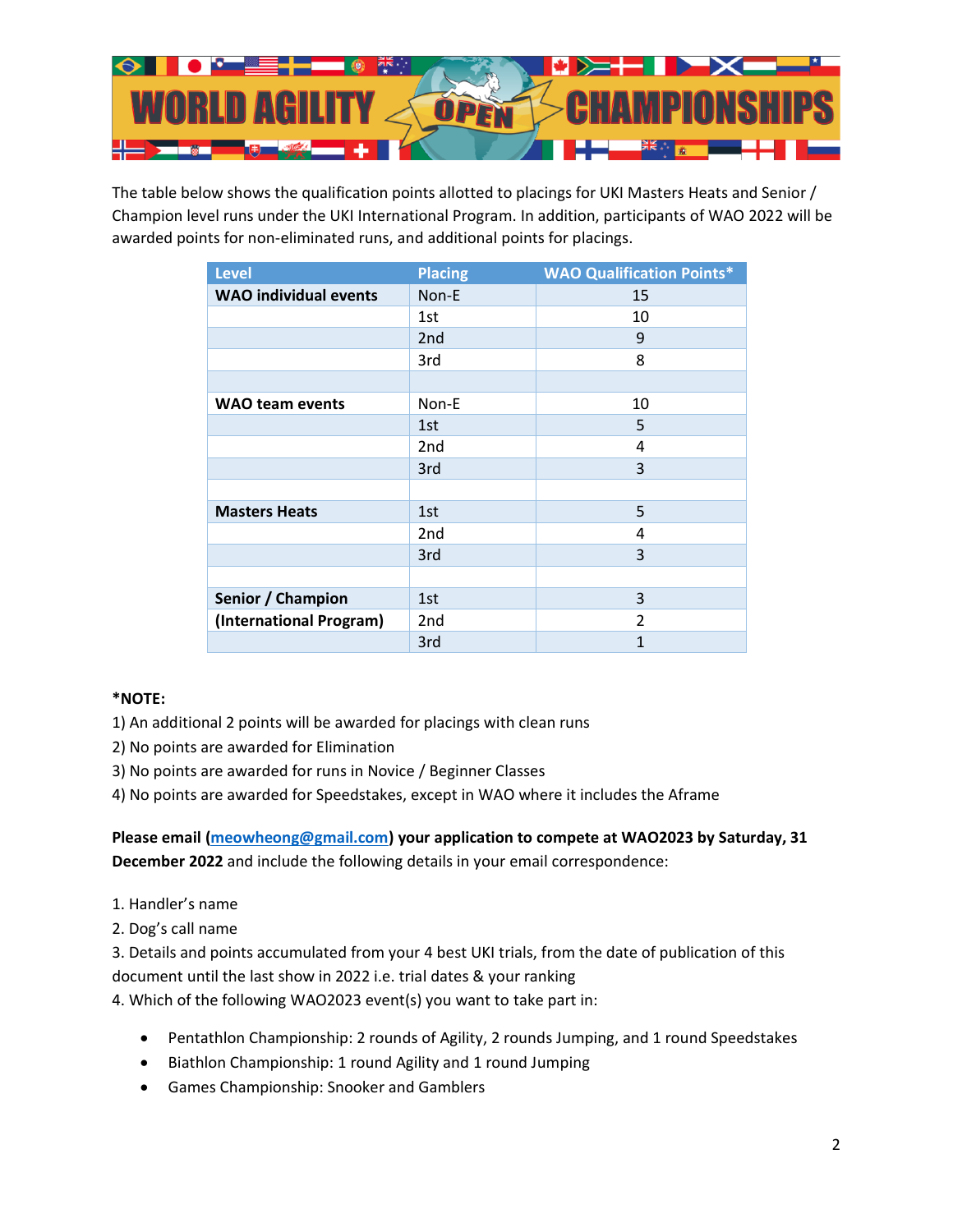The table below shows the qualification points allotted to placings for UKI Masters Heats and Senior / Champion level runs under the UKI International Program. In addition, participants of WAO 2022 will be awarded points for non-eliminated runs, and additional points for placings.

| Level | Placing | WAO Qualification Points* |
|---|---|---|
| **WAO individual events** | Non-E | 15 |
| | 1st | 10 |
| | 2nd | 9 |
| | 3rd | 8 |
| | | |
| **WAO team events** | Non-E | 10 |
| | 1st | 5 |
| | 2nd | 4 |
| | 3rd | 3 |
| | | |
| **Masters Heats** | 1st | 5 |
| | 2nd | 4 |
| | 3rd | 3 |
| | | |
| **Senior / Champion** | 1st | 3 |
| **(International Program)** | 2nd | 2 |
| | 3rd | 1 |

**\*NOTE:**

1) An additional 2 points will be awarded for placings with clean runs
2) No points are awarded for Elimination
3) No points are awarded for runs in Novice / Beginner Classes
4) No points are awarded for Speedstakes, except in WAO where it includes the Aframe

**Please email (meowheong@gmail.com) your application to compete at WAO2023 by Saturday, 31 December 2022** and include the following details in your email correspondence:

1. Handler's name
2. Dog's call name
3. Details and points accumulated from your 4 best UKI trials, from the date of publication of this document until the last show in 2022 i.e. trial dates & your ranking
4. Which of the following WAO2023 event(s) you want to take part in:

- Pentathlon Championship: 2 rounds of Agility, 2 rounds Jumping, and 1 round Speedstakes
- Biathlon Championship: 1 round Agility and 1 round Jumping
- Games Championship: Snooker and Gamblers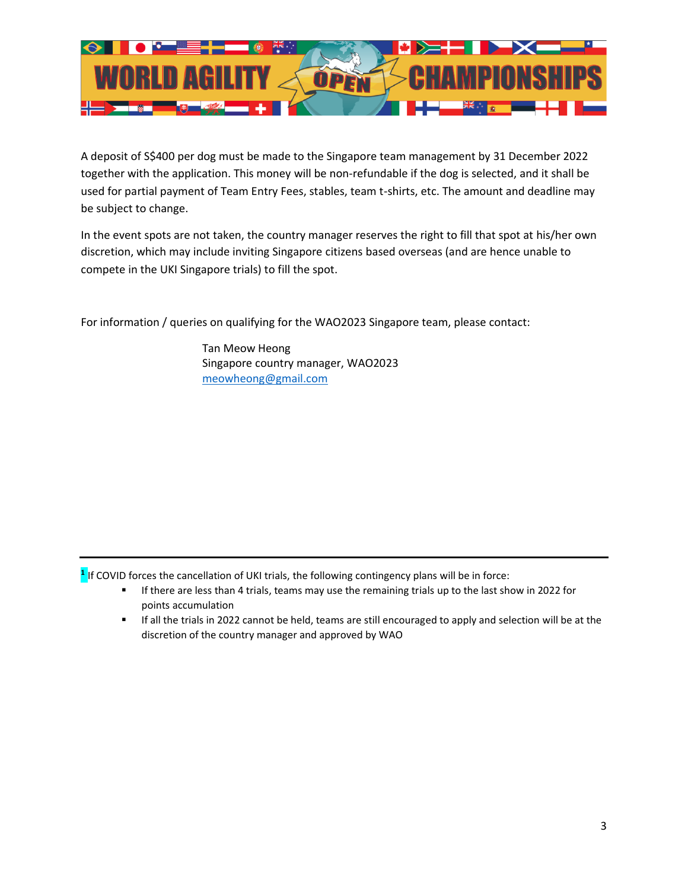A deposit of S$400 per dog must be made to the Singapore team management by 31 December 2022 together with the application. This money will be non-refundable if the dog is selected, and it shall be used for partial payment of Team Entry Fees, stables, team t-shirts, etc. The amount and deadline may be subject to change.

In the event spots are not taken, the country manager reserves the right to fill that spot at his/her own discretion, which may include inviting Singapore citizens based overseas (and are hence unable to compete in the UKI Singapore trials) to fill the spot.

For information / queries on qualifying for the WAO2023 Singapore team, please contact:

Tan Meow Heong
Singapore country manager, WAO2023
meowheong@gmail.com

---

[1] If COVID forces the cancellation of UKI trials, the following contingency plans will be in force:

- If there are less than 4 trials, teams may use the remaining trials up to the last show in 2022 for points accumulation
- If all the trials in 2022 cannot be held, teams are still encouraged to apply and selection will be at the discretion of the country manager and approved by WAO